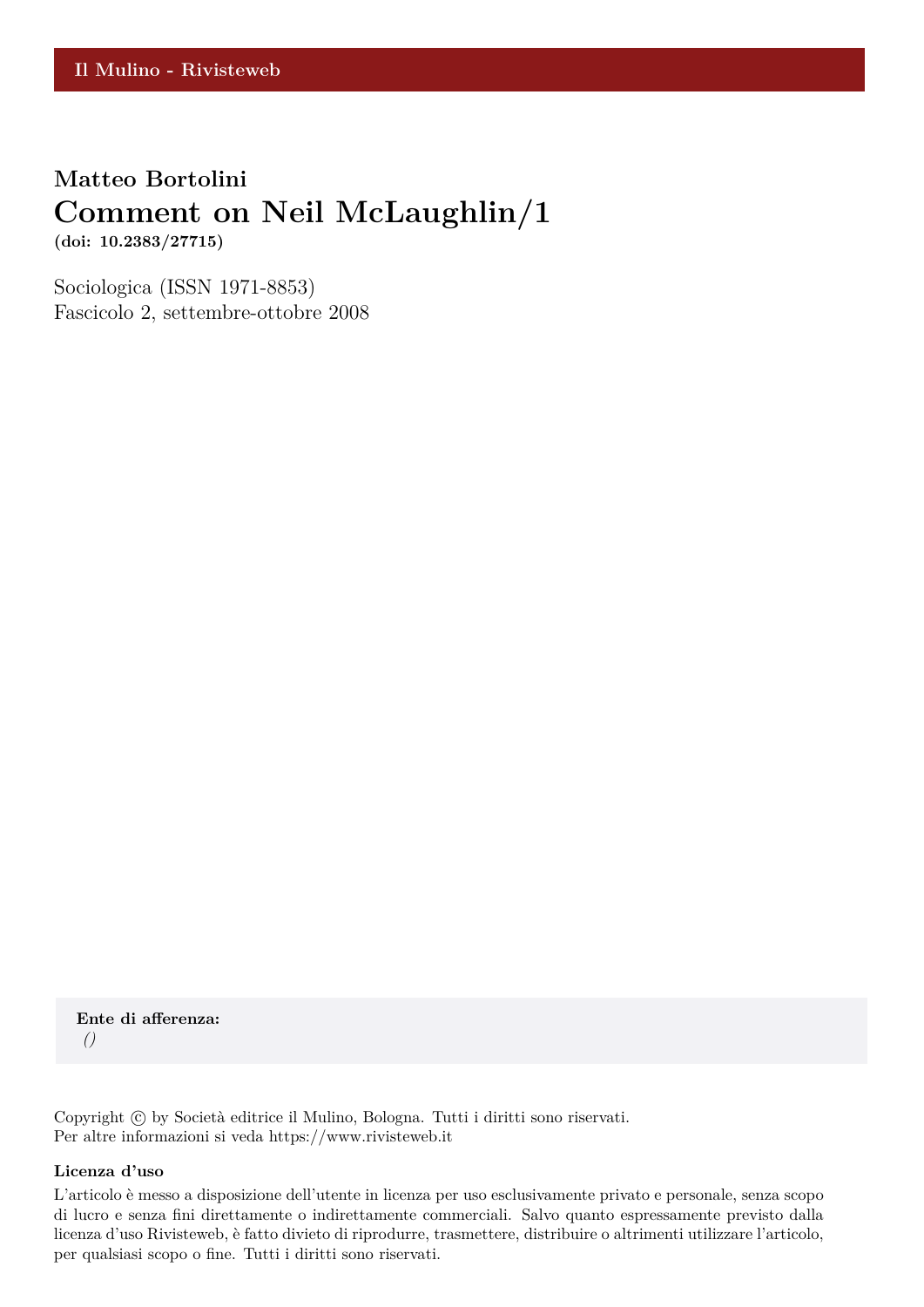Il Mulino - Rivisteweb

**Matteo Bortolini**

# Comment on Neil McLaughlin/1

**(doi: 10.2383/27715)**

Sociologica (ISSN 1971-8853)
Fascicolo 2, settembre-ottobre 2008

**Ente di afferenza:**
*()*

Copyright © by Società editrice il Mulino, Bologna. Tutti i diritti sono riservati.
Per altre informazioni si veda https://www.rivisteweb.it

**Licenza d'uso**

L'articolo è messo a disposizione dell'utente in licenza per uso esclusivamente privato e personale, senza scopo di lucro e senza fini direttamente o indirettamente commerciali. Salvo quanto espressamente previsto dalla licenza d'uso Rivisteweb, è fatto divieto di riprodurre, trasmettere, distribuire o altrimenti utilizzare l'articolo, per qualsiasi scopo o fine. Tutti i diritti sono riservati.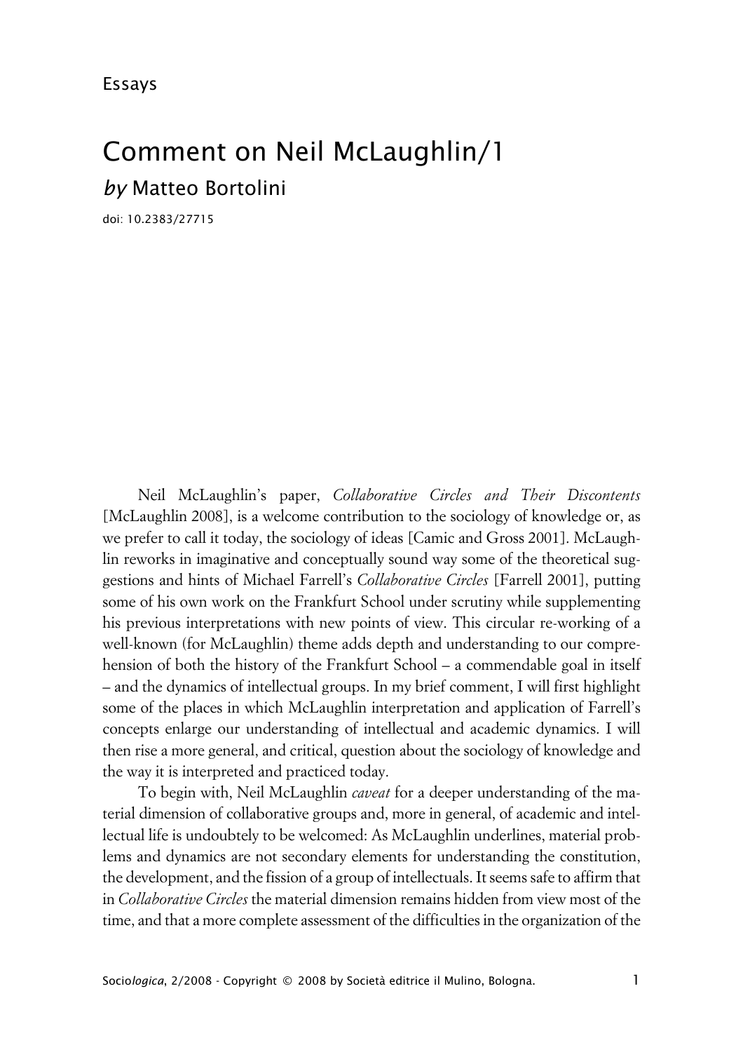Essays

# Comment on Neil McLaughlin/1

*by* Matteo Bortolini

doi: 10.2383/27715

Neil McLaughlin's paper, *Collaborative Circles and Their Discontents* [McLaughlin 2008], is a welcome contribution to the sociology of knowledge or, as we prefer to call it today, the sociology of ideas [Camic and Gross 2001]. McLaughlin reworks in imaginative and conceptually sound way some of the theoretical suggestions and hints of Michael Farrell's *Collaborative Circles* [Farrell 2001], putting some of his own work on the Frankfurt School under scrutiny while supplementing his previous interpretations with new points of view. This circular re-working of a well-known (for McLaughlin) theme adds depth and understanding to our comprehension of both the history of the Frankfurt School – a commendable goal in itself – and the dynamics of intellectual groups. In my brief comment, I will first highlight some of the places in which McLaughlin interpretation and application of Farrell's concepts enlarge our understanding of intellectual and academic dynamics. I will then rise a more general, and critical, question about the sociology of knowledge and the way it is interpreted and practiced today.

To begin with, Neil McLaughlin *caveat* for a deeper understanding of the material dimension of collaborative groups and, more in general, of academic and intellectual life is undoubtely to be welcomed: As McLaughlin underlines, material problems and dynamics are not secondary elements for understanding the constitution, the development, and the fission of a group of intellectuals. It seems safe to affirm that in *Collaborative Circles* the material dimension remains hidden from view most of the time, and that a more complete assessment of the difficulties in the organization of the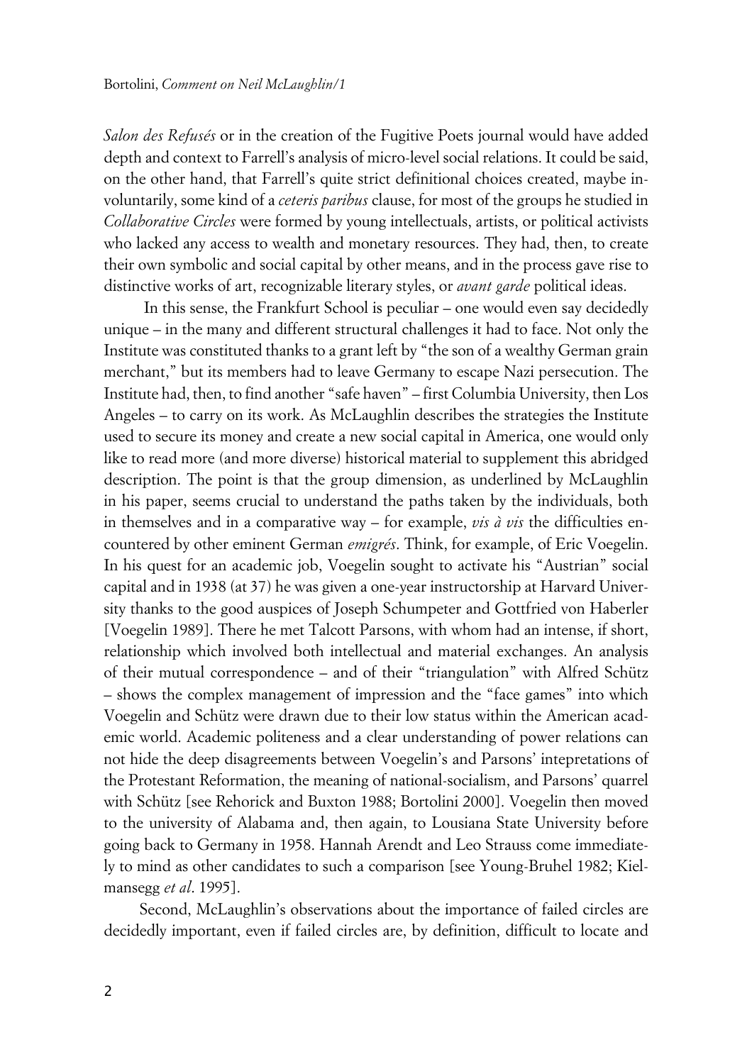*Salon des Refusés* or in the creation of the Fugitive Poets journal would have added depth and context to Farrell's analysis of micro-level social relations. It could be said, on the other hand, that Farrell's quite strict definitional choices created, maybe involuntarily, some kind of a *ceteris paribus* clause, for most of the groups he studied in *Collaborative Circles* were formed by young intellectuals, artists, or political activists who lacked any access to wealth and monetary resources. They had, then, to create their own symbolic and social capital by other means, and in the process gave rise to distinctive works of art, recognizable literary styles, or *avant garde* political ideas.

In this sense, the Frankfurt School is peculiar – one would even say decidedly unique – in the many and different structural challenges it had to face. Not only the Institute was constituted thanks to a grant left by "the son of a wealthy German grain merchant," but its members had to leave Germany to escape Nazi persecution. The Institute had, then, to find another "safe haven" – first Columbia University, then Los Angeles – to carry on its work. As McLaughlin describes the strategies the Institute used to secure its money and create a new social capital in America, one would only like to read more (and more diverse) historical material to supplement this abridged description. The point is that the group dimension, as underlined by McLaughlin in his paper, seems crucial to understand the paths taken by the individuals, both in themselves and in a comparative way – for example, *vis à vis* the difficulties encountered by other eminent German *emigrés*. Think, for example, of Eric Voegelin. In his quest for an academic job, Voegelin sought to activate his "Austrian" social capital and in 1938 (at 37) he was given a one-year instructorship at Harvard University thanks to the good auspices of Joseph Schumpeter and Gottfried von Haberler [Voegelin 1989]. There he met Talcott Parsons, with whom had an intense, if short, relationship which involved both intellectual and material exchanges. An analysis of their mutual correspondence – and of their "triangulation" with Alfred Schütz – shows the complex management of impression and the "face games" into which Voegelin and Schütz were drawn due to their low status within the American academic world. Academic politeness and a clear understanding of power relations can not hide the deep disagreements between Voegelin's and Parsons' intepretations of the Protestant Reformation, the meaning of national-socialism, and Parsons' quarrel with Schütz [see Rehorick and Buxton 1988; Bortolini 2000]. Voegelin then moved to the university of Alabama and, then again, to Lousiana State University before going back to Germany in 1958. Hannah Arendt and Leo Strauss come immediately to mind as other candidates to such a comparison [see Young-Bruhel 1982; Kielmansegg *et al*. 1995].

Second, McLaughlin's observations about the importance of failed circles are decidedly important, even if failed circles are, by definition, difficult to locate and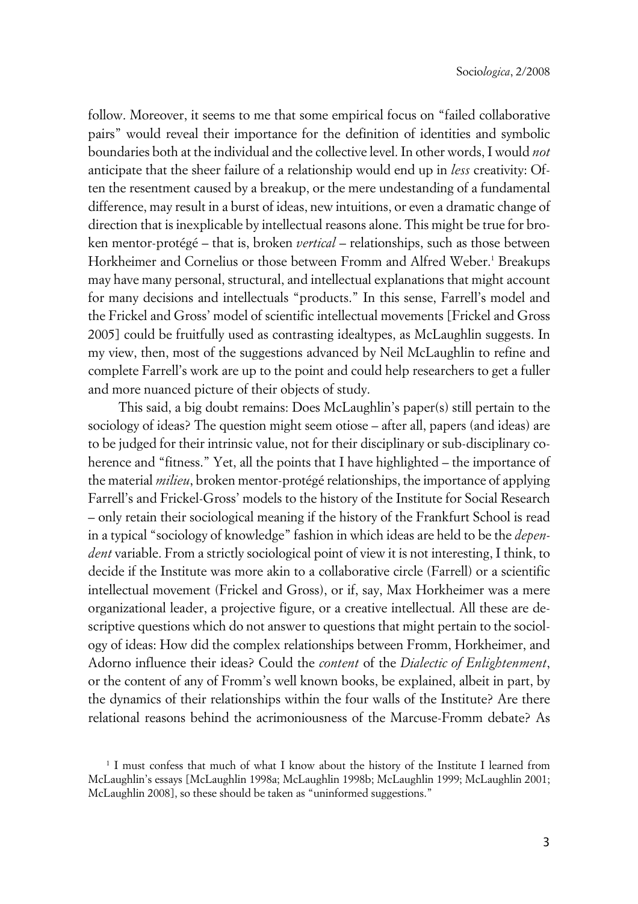follow. Moreover, it seems to me that some empirical focus on "failed collaborative pairs" would reveal their importance for the definition of identities and symbolic boundaries both at the individual and the collective level. In other words, I would *not* anticipate that the sheer failure of a relationship would end up in *less* creativity: Often the resentment caused by a breakup, or the mere undestanding of a fundamental difference, may result in a burst of ideas, new intuitions, or even a dramatic change of direction that is inexplicable by intellectual reasons alone. This might be true for broken mentor-protégé – that is, broken *vertical* – relationships, such as those between Horkheimer and Cornelius or those between Fromm and Alfred Weber.[1] Breakups may have many personal, structural, and intellectual explanations that might account for many decisions and intellectuals "products." In this sense, Farrell's model and the Frickel and Gross' model of scientific intellectual movements [Frickel and Gross 2005] could be fruitfully used as contrasting idealtypes, as McLaughlin suggests. In my view, then, most of the suggestions advanced by Neil McLaughlin to refine and complete Farrell's work are up to the point and could help researchers to get a fuller and more nuanced picture of their objects of study.

This said, a big doubt remains: Does McLaughlin's paper(s) still pertain to the sociology of ideas? The question might seem otiose – after all, papers (and ideas) are to be judged for their intrinsic value, not for their disciplinary or sub-disciplinary coherence and "fitness." Yet, all the points that I have highlighted – the importance of the material *milieu*, broken mentor-protégé relationships, the importance of applying Farrell's and Frickel-Gross' models to the history of the Institute for Social Research – only retain their sociological meaning if the history of the Frankfurt School is read in a typical "sociology of knowledge" fashion in which ideas are held to be the *dependent* variable. From a strictly sociological point of view it is not interesting, I think, to decide if the Institute was more akin to a collaborative circle (Farrell) or a scientific intellectual movement (Frickel and Gross), or if, say, Max Horkheimer was a mere organizational leader, a projective figure, or a creative intellectual. All these are descriptive questions which do not answer to questions that might pertain to the sociology of ideas: How did the complex relationships between Fromm, Horkheimer, and Adorno influence their ideas? Could the *content* of the *Dialectic of Enlightenment*, or the content of any of Fromm's well known books, be explained, albeit in part, by the dynamics of their relationships within the four walls of the Institute? Are there relational reasons behind the acrimoniousness of the Marcuse-Fromm debate? As

[1] I must confess that much of what I know about the history of the Institute I learned from McLaughlin's essays [McLaughlin 1998a; McLaughlin 1998b; McLaughlin 1999; McLaughlin 2001; McLaughlin 2008], so these should be taken as "uninformed suggestions."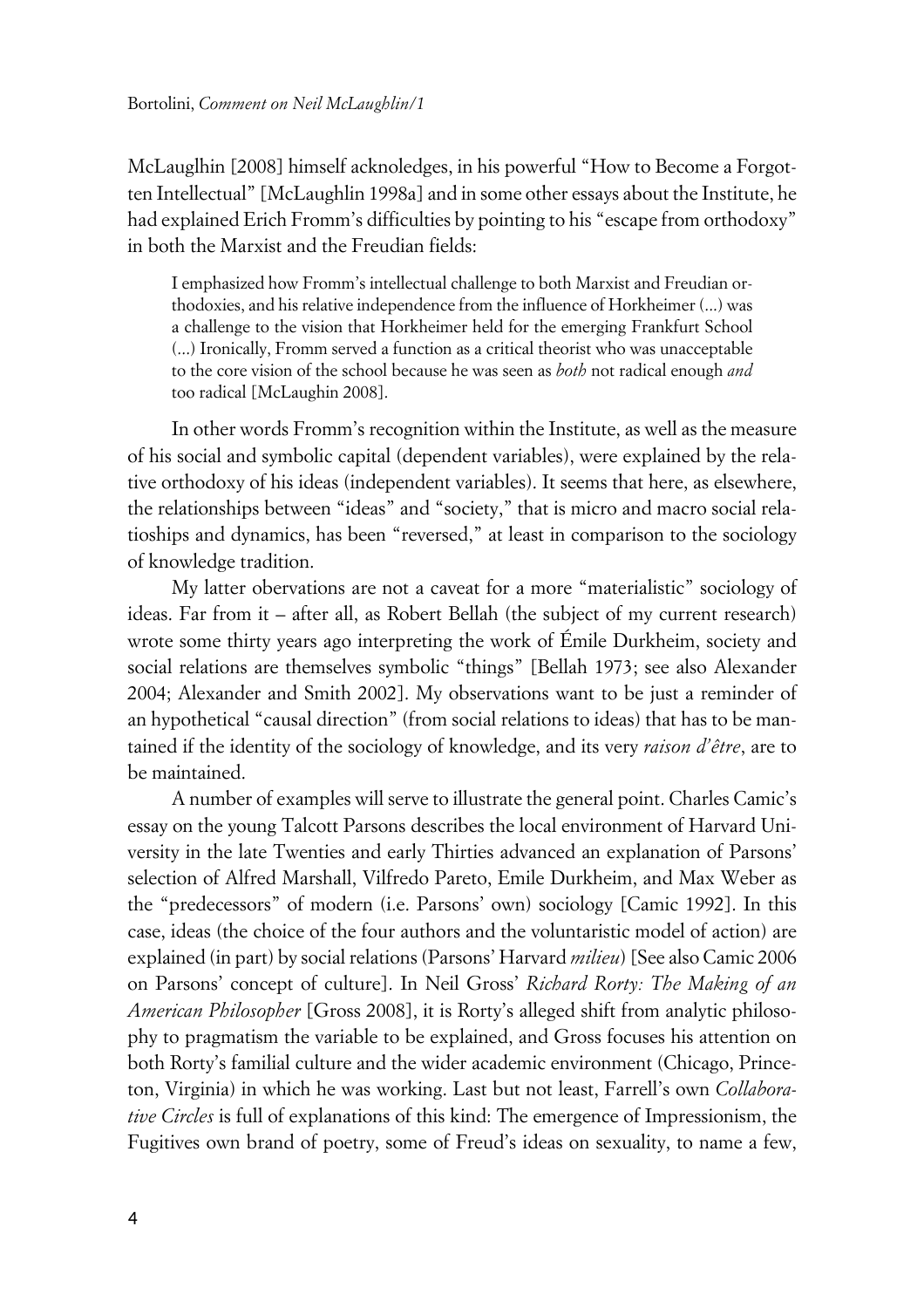McLauglhin [2008] himself acknoledges, in his powerful "How to Become a Forgotten Intellectual" [McLaughlin 1998a] and in some other essays about the Institute, he had explained Erich Fromm's difficulties by pointing to his "escape from orthodoxy" in both the Marxist and the Freudian fields:

> I emphasized how Fromm's intellectual challenge to both Marxist and Freudian orthodoxies, and his relative independence from the influence of Horkheimer (...) was a challenge to the vision that Horkheimer held for the emerging Frankfurt School (...) Ironically, Fromm served a function as a critical theorist who was unacceptable to the core vision of the school because he was seen as *both* not radical enough *and* too radical [McLaughin 2008].

In other words Fromm's recognition within the Institute, as well as the measure of his social and symbolic capital (dependent variables), were explained by the relative orthodoxy of his ideas (independent variables). It seems that here, as elsewhere, the relationships between "ideas" and "society," that is micro and macro social relatioships and dynamics, has been "reversed," at least in comparison to the sociology of knowledge tradition.

My latter obervations are not a caveat for a more "materialistic" sociology of ideas. Far from it – after all, as Robert Bellah (the subject of my current research) wrote some thirty years ago interpreting the work of Émile Durkheim, society and social relations are themselves symbolic "things" [Bellah 1973; see also Alexander 2004; Alexander and Smith 2002]. My observations want to be just a reminder of an hypothetical "causal direction" (from social relations to ideas) that has to be mantained if the identity of the sociology of knowledge, and its very *raison d'être*, are to be maintained.

A number of examples will serve to illustrate the general point. Charles Camic's essay on the young Talcott Parsons describes the local environment of Harvard University in the late Twenties and early Thirties advanced an explanation of Parsons' selection of Alfred Marshall, Vilfredo Pareto, Emile Durkheim, and Max Weber as the "predecessors" of modern (i.e. Parsons' own) sociology [Camic 1992]. In this case, ideas (the choice of the four authors and the voluntaristic model of action) are explained (in part) by social relations (Parsons' Harvard *milieu*) [See also Camic 2006 on Parsons' concept of culture]. In Neil Gross' *Richard Rorty: The Making of an American Philosopher* [Gross 2008], it is Rorty's alleged shift from analytic philosophy to pragmatism the variable to be explained, and Gross focuses his attention on both Rorty's familial culture and the wider academic environment (Chicago, Princeton, Virginia) in which he was working. Last but not least, Farrell's own *Collaborative Circles* is full of explanations of this kind: The emergence of Impressionism, the Fugitives own brand of poetry, some of Freud's ideas on sexuality, to name a few,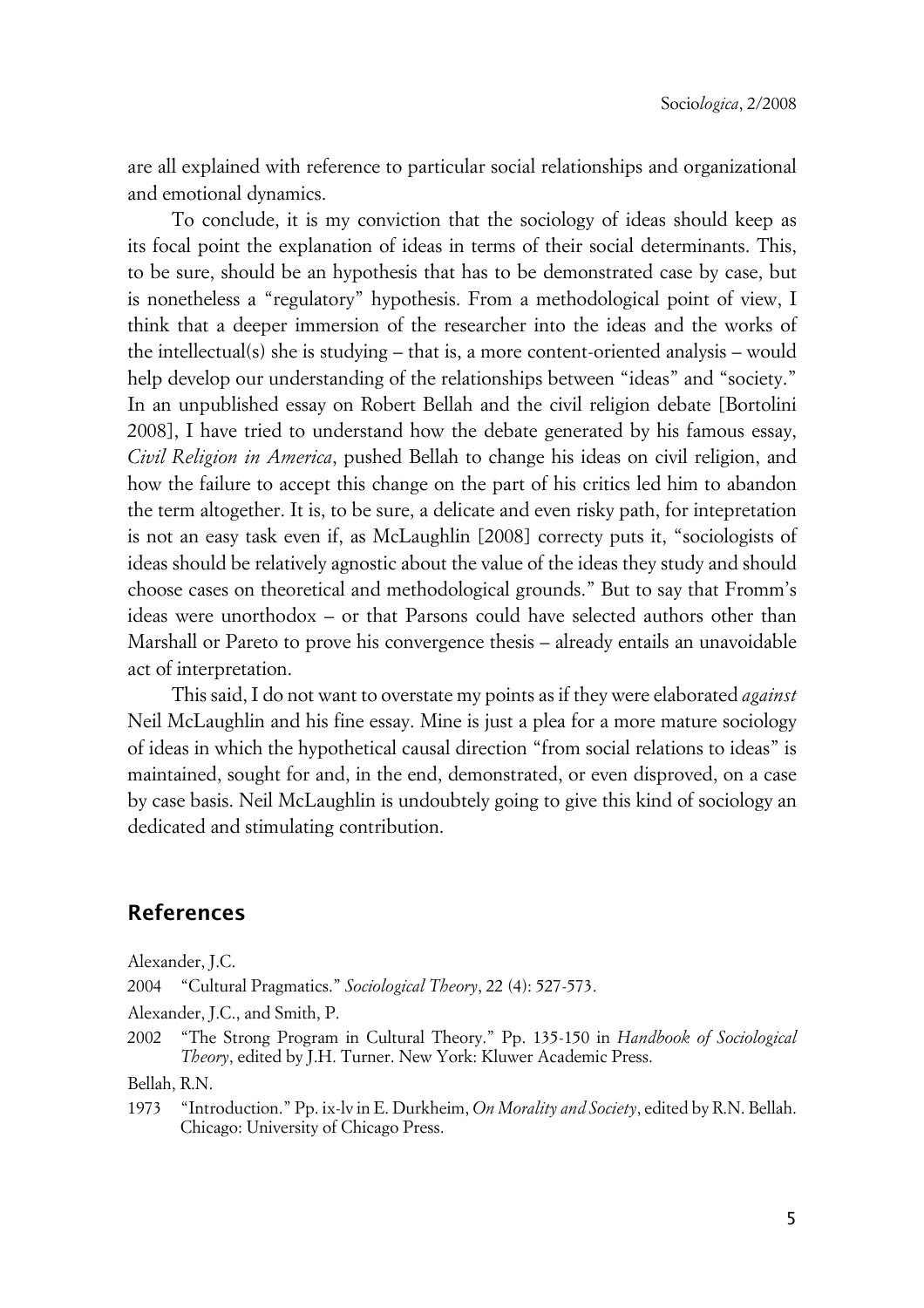are all explained with reference to particular social relationships and organizational and emotional dynamics.

To conclude, it is my conviction that the sociology of ideas should keep as its focal point the explanation of ideas in terms of their social determinants. This, to be sure, should be an hypothesis that has to be demonstrated case by case, but is nonetheless a "regulatory" hypothesis. From a methodological point of view, I think that a deeper immersion of the researcher into the ideas and the works of the intellectual(s) she is studying – that is, a more content-oriented analysis – would help develop our understanding of the relationships between "ideas" and "society." In an unpublished essay on Robert Bellah and the civil religion debate [Bortolini 2008], I have tried to understand how the debate generated by his famous essay, *Civil Religion in America*, pushed Bellah to change his ideas on civil religion, and how the failure to accept this change on the part of his critics led him to abandon the term altogether. It is, to be sure, a delicate and even risky path, for intepretation is not an easy task even if, as McLaughlin [2008] correcty puts it, "sociologists of ideas should be relatively agnostic about the value of the ideas they study and should choose cases on theoretical and methodological grounds." But to say that Fromm's ideas were unorthodox – or that Parsons could have selected authors other than Marshall or Pareto to prove his convergence thesis – already entails an unavoidable act of interpretation.

This said, I do not want to overstate my points as if they were elaborated *against* Neil McLaughlin and his fine essay. Mine is just a plea for a more mature sociology of ideas in which the hypothetical causal direction "from social relations to ideas" is maintained, sought for and, in the end, demonstrated, or even disproved, on a case by case basis. Neil McLaughlin is undoubtely going to give this kind of sociology an dedicated and stimulating contribution.

## References

Alexander, J.C.

2004 "Cultural Pragmatics." *Sociological Theory*, 22 (4): 527-573.

Alexander, J.C., and Smith, P.

2002 "The Strong Program in Cultural Theory." Pp. 135-150 in *Handbook of Sociological Theory*, edited by J.H. Turner. New York: Kluwer Academic Press.

Bellah, R.N.

1973 "Introduction." Pp. ix-lv in E. Durkheim, *On Morality and Society*, edited by R.N. Bellah. Chicago: University of Chicago Press.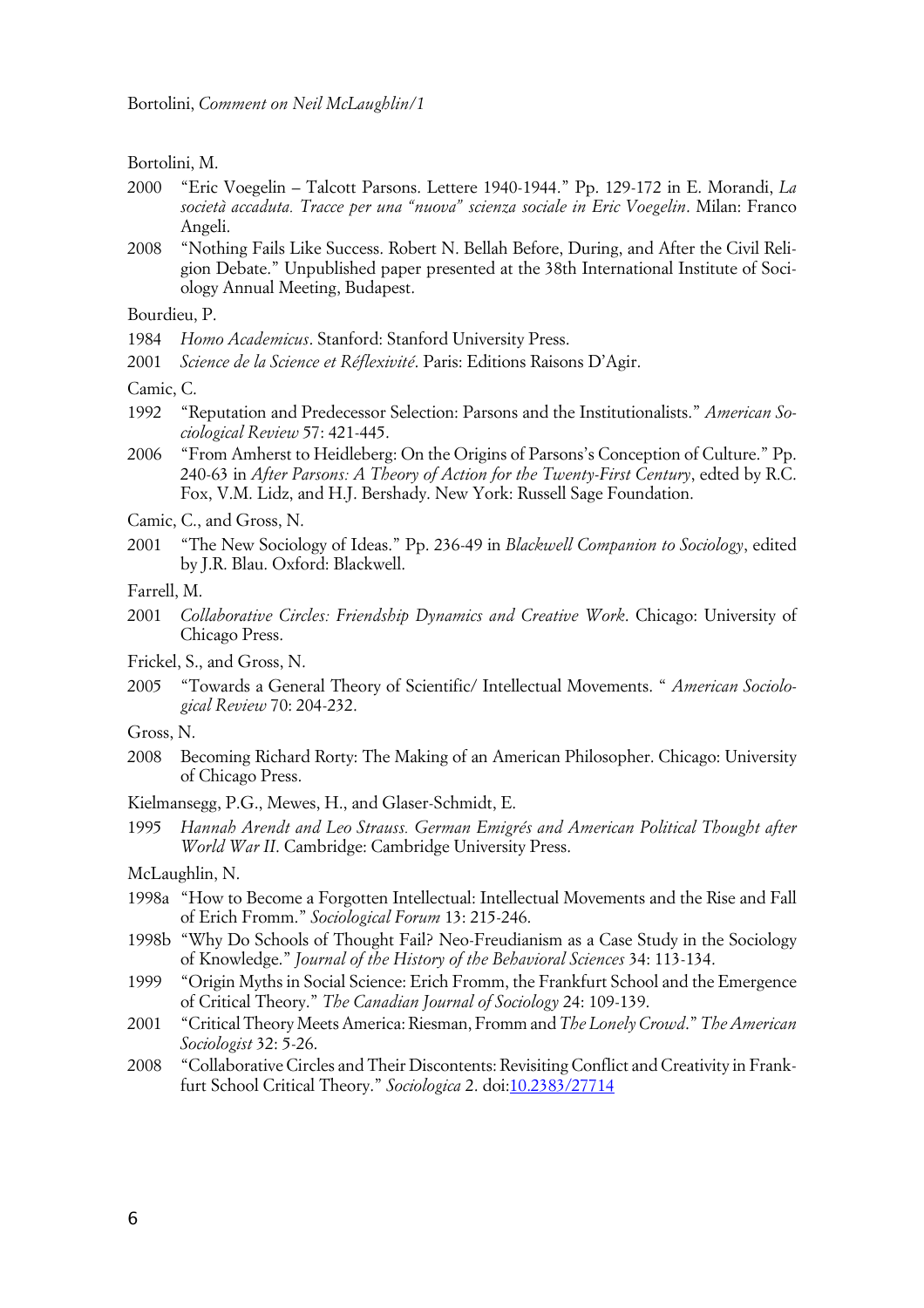Bortolini, M.

2000 "Eric Voegelin – Talcott Parsons. Lettere 1940-1944." Pp. 129-172 in E. Morandi, *La società accaduta. Tracce per una "nuova" scienza sociale in Eric Voegelin*. Milan: Franco Angeli.

2008 "Nothing Fails Like Success. Robert N. Bellah Before, During, and After the Civil Religion Debate." Unpublished paper presented at the 38th International Institute of Sociology Annual Meeting, Budapest.

Bourdieu, P.

1984 *Homo Academicus*. Stanford: Stanford University Press.

2001 *Science de la Science et Réflexivité*. Paris: Editions Raisons D'Agir.

Camic, C.

1992 "Reputation and Predecessor Selection: Parsons and the Institutionalists." *American Sociological Review* 57: 421-445.

2006 "From Amherst to Heidleberg: On the Origins of Parsons's Conception of Culture." Pp. 240-63 in *After Parsons: A Theory of Action for the Twenty-First Century*, edted by R.C. Fox, V.M. Lidz, and H.J. Bershady. New York: Russell Sage Foundation.

Camic, C., and Gross, N.

2001 "The New Sociology of Ideas." Pp. 236-49 in *Blackwell Companion to Sociology*, edited by J.R. Blau. Oxford: Blackwell.

Farrell, M.

2001 *Collaborative Circles: Friendship Dynamics and Creative Work*. Chicago: University of Chicago Press.

Frickel, S., and Gross, N.

2005 "Towards a General Theory of Scientific/ Intellectual Movements. " *American Sociological Review* 70: 204-232.

Gross, N.

2008 Becoming Richard Rorty: The Making of an American Philosopher. Chicago: University of Chicago Press.

Kielmansegg, P.G., Mewes, H., and Glaser-Schmidt, E.

1995 *Hannah Arendt and Leo Strauss. German Emigrés and American Political Thought after World War II*. Cambridge: Cambridge University Press.

McLaughlin, N.

1998a "How to Become a Forgotten Intellectual: Intellectual Movements and the Rise and Fall of Erich Fromm." *Sociological Forum* 13: 215-246.

1998b "Why Do Schools of Thought Fail? Neo-Freudianism as a Case Study in the Sociology of Knowledge." *Journal of the History of the Behavioral Sciences* 34: 113-134.

1999 "Origin Myths in Social Science: Erich Fromm, the Frankfurt School and the Emergence of Critical Theory." *The Canadian Journal of Sociology* 24: 109-139.

2001 "Critical Theory Meets America: Riesman, Fromm and *The Lonely Crowd*." *The American Sociologist* 32: 5-26.

2008 "Collaborative Circles and Their Discontents: Revisiting Conflict and Creativity in Frankfurt School Critical Theory." *Sociologica* 2. doi:10.2383/27714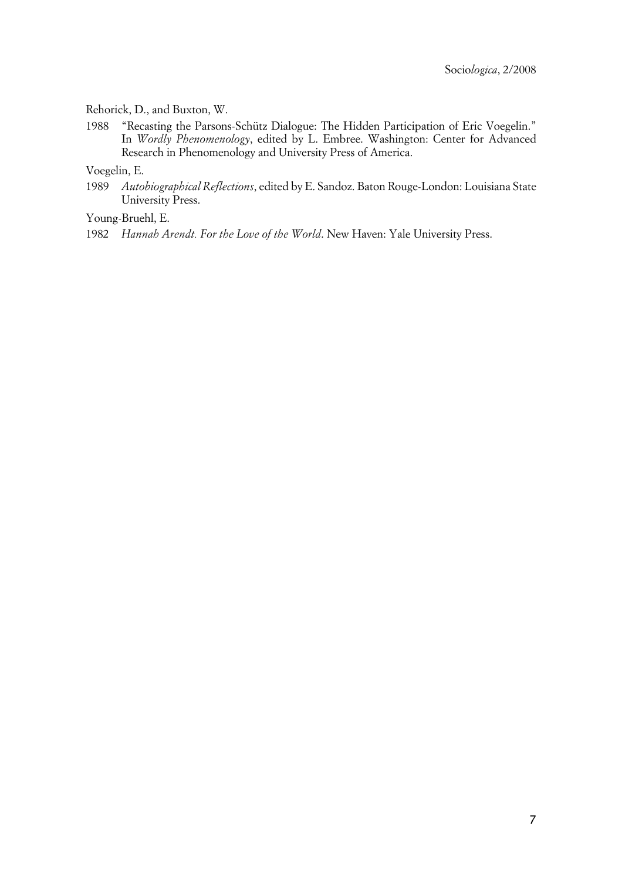Rehorick, D., and Buxton, W.

1988 "Recasting the Parsons-Schütz Dialogue: The Hidden Participation of Eric Voegelin." In *Wordly Phenomenology*, edited by L. Embree. Washington: Center for Advanced Research in Phenomenology and University Press of America.

Voegelin, E.

1989 *Autobiographical Reflections*, edited by E. Sandoz. Baton Rouge-London: Louisiana State University Press.

Young-Bruehl, E.

1982 *Hannah Arendt. For the Love of the World*. New Haven: Yale University Press.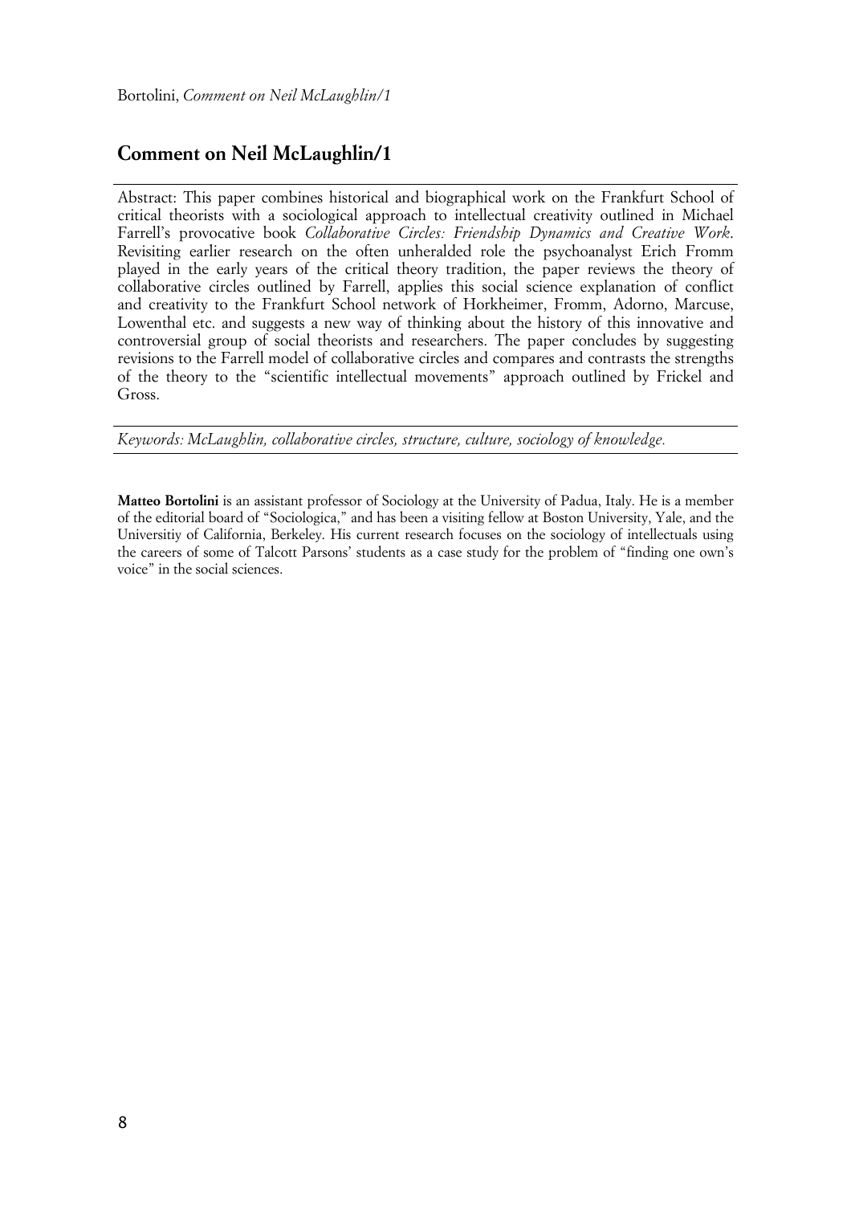## Comment on Neil McLaughlin/1

Abstract: This paper combines historical and biographical work on the Frankfurt School of critical theorists with a sociological approach to intellectual creativity outlined in Michael Farrell's provocative book *Collaborative Circles: Friendship Dynamics and Creative Work*. Revisiting earlier research on the often unheralded role the psychoanalyst Erich Fromm played in the early years of the critical theory tradition, the paper reviews the theory of collaborative circles outlined by Farrell, applies this social science explanation of conflict and creativity to the Frankfurt School network of Horkheimer, Fromm, Adorno, Marcuse, Lowenthal etc. and suggests a new way of thinking about the history of this innovative and controversial group of social theorists and researchers. The paper concludes by suggesting revisions to the Farrell model of collaborative circles and compares and contrasts the strengths of the theory to the "scientific intellectual movements" approach outlined by Frickel and Gross.

*Keywords: McLaughlin, collaborative circles, structure, culture, sociology of knowledge.*

**Matteo Bortolini** is an assistant professor of Sociology at the University of Padua, Italy. He is a member of the editorial board of "Sociologica," and has been a visiting fellow at Boston University, Yale, and the Universitiy of California, Berkeley. His current research focuses on the sociology of intellectuals using the careers of some of Talcott Parsons' students as a case study for the problem of "finding one own's voice" in the social sciences.